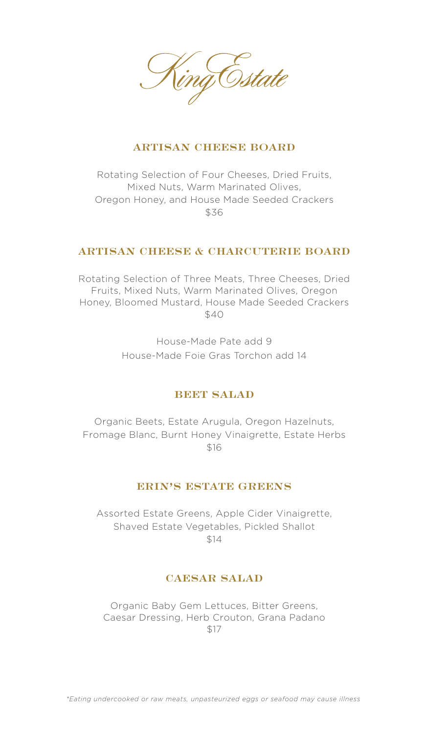# King Estate

## ARTISAN CHEESE BOARD

Rotating Selection of Four Cheeses, Dried Fruits, Mixed Nuts, Warm Marinated Olives, Oregon Honey, and House Made Seeded Crackers
$36

## ARTISAN CHEESE & CHARCUTERIE BOARD

Rotating Selection of Three Meats, Three Cheeses, Dried Fruits, Mixed Nuts, Warm Marinated Olives, Oregon Honey, Bloomed Mustard, House Made Seeded Crackers
$40

House-Made Pate add 9
House-Made Foie Gras Torchon add 14

## BEET SALAD

Organic Beets, Estate Arugula, Oregon Hazelnuts, Fromage Blanc, Burnt Honey Vinaigrette, Estate Herbs
$16

## ERIN'S ESTATE GREENS

Assorted Estate Greens, Apple Cider Vinaigrette, Shaved Estate Vegetables, Pickled Shallot
$14

## CAESAR SALAD

Organic Baby Gem Lettuces, Bitter Greens, Caesar Dressing, Herb Crouton, Grana Padano
$17

*\*Eating undercooked or raw meats, unpasteurized eggs or seafood may cause illness*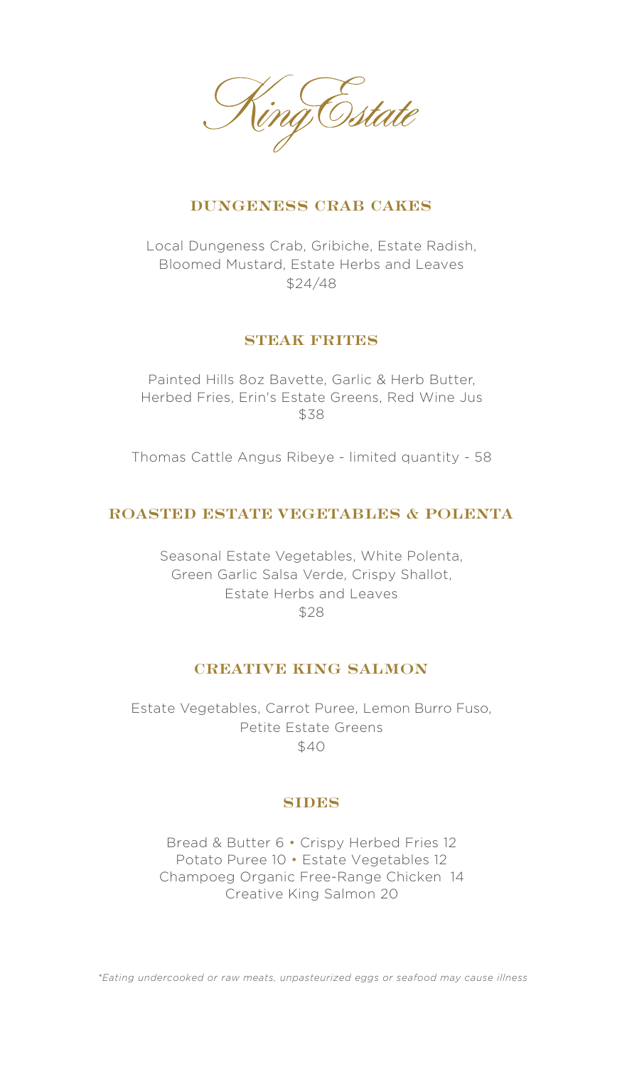# King Estate

## DUNGENESS CRAB CAKES

Local Dungeness Crab, Gribiche, Estate Radish, Bloomed Mustard, Estate Herbs and Leaves
$24/48

## STEAK FRITES

Painted Hills 8oz Bavette, Garlic & Herb Butter, Herbed Fries, Erin's Estate Greens, Red Wine Jus
$38

Thomas Cattle Angus Ribeye - limited quantity - 58

## ROASTED ESTATE VEGETABLES & POLENTA

Seasonal Estate Vegetables, White Polenta, Green Garlic Salsa Verde, Crispy Shallot, Estate Herbs and Leaves
$28

## CREATIVE KING SALMON

Estate Vegetables, Carrot Puree, Lemon Burro Fuso, Petite Estate Greens
$40

## SIDES

Bread & Butter 6 • Crispy Herbed Fries 12
Potato Puree 10 • Estate Vegetables 12
Champoeg Organic Free-Range Chicken 14
Creative King Salmon 20

*\*Eating undercooked or raw meats, unpasteurized eggs or seafood may cause illness*